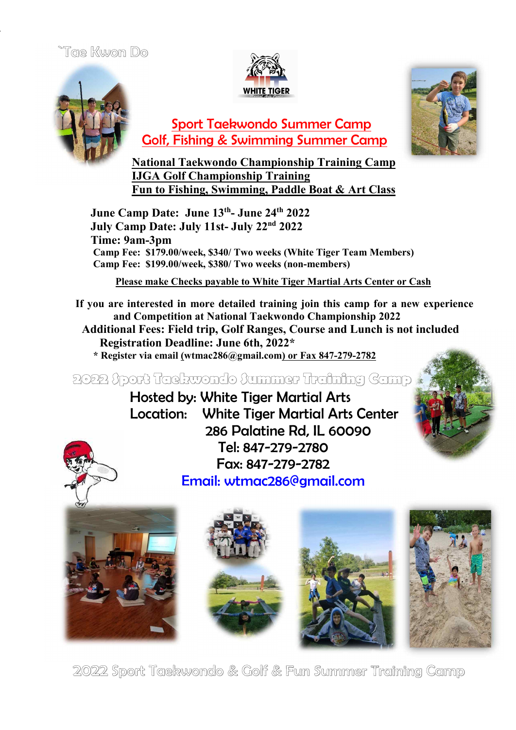`Tae Kwon Do

WHITE TIGER

# Sport Taekwondo Summer Camp
# Golf, Fishing & Swimming Summer Camp

**National Taekwondo Championship Training Camp**
**IJGA Golf Championship Training**
**Fun to Fishing, Swimming, Paddle Boat & Art Class**

**June Camp Date: June 13th- June 24th 2022**
**July Camp Date: July 11st- July 22nd 2022**
**Time: 9am-3pm**
**Camp Fee: $179.00/week, $340/ Two weeks (White Tiger Team Members)**
**Camp Fee: $199.00/week, $380/ Two weeks (non-members)**

**Please make Checks payable to White Tiger Martial Arts Center or Cash**

**If you are interested in more detailed training join this camp for a new experience and Competition at National Taekwondo Championship 2022**
**Additional Fees: Field trip, Golf Ranges, Course and Lunch is not included**
**Registration Deadline: June 6th, 2022***
**\* Register via email (wtmac286@gmail.com) or Fax 847-279-2782**

## 2022 Sport Taekwondo Summer Training Camp

Hosted by: White Tiger Martial Arts
Location: White Tiger Martial Arts Center
286 Palatine Rd, IL 60090
Tel: 847-279-2780
Fax: 847-279-2782
Email: wtmac286@gmail.com

2022 Sport Taekwondo & Golf & Fun Summer Training Camp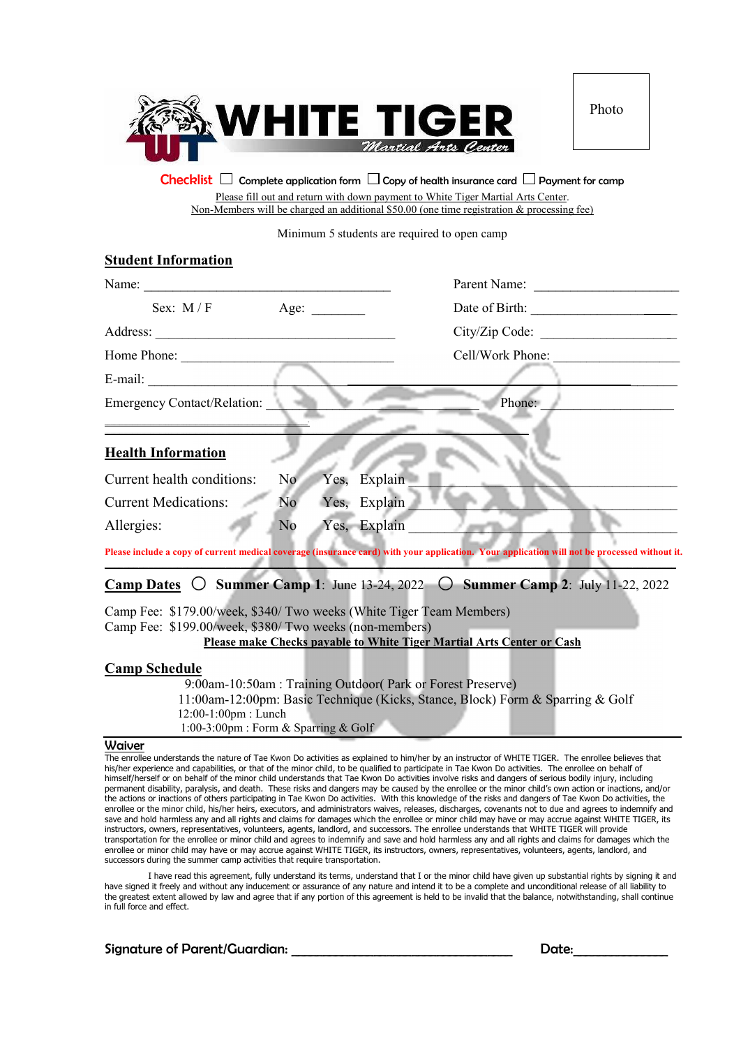# WHITE TIGER Martial Arts Center

Photo

**Checklist** ☐ Complete application form ☐ Copy of health insurance card ☐ Payment for camp

Please fill out and return with down payment to White Tiger Martial Arts Center.
Non-Members will be charged an additional $50.00 (one time registration & processing fee)

Minimum 5 students are required to open camp

## Student Information

Name: ________________________________ Parent Name: ____________________

Sex: M / F Age: ________ Date of Birth: ____________________

Address: ________________________________ City/Zip Code: ____________________

Home Phone: ____________________________ Cell/Work Phone: ____________________

E-mail: ______________________________________________________________

Emergency Contact/Relation: ____________________________ Phone: ________________

______________________________

## Health Information

Current health conditions: No Yes, Explain ________________________________

Current Medications: No Yes, Explain ________________________________

Allergies: No Yes, Explain ________________________________

**Please include a copy of current medical coverage (insurance card) with your application. Your application will not be processed without it.**

**Camp Dates** ○ **Summer Camp 1**: June 13-24, 2022 ○ **Summer Camp 2**: July 11-22, 2022

Camp Fee: $179.00/week, $340/ Two weeks (White Tiger Team Members)
Camp Fee: $199.00/week, $380/ Two weeks (non-members)

**Please make Checks payable to White Tiger Martial Arts Center or Cash**

## Camp Schedule

9:00am-10:50am : Training Outdoor( Park or Forest Preserve)
11:00am-12:00pm: Basic Technique (Kicks, Stance, Block) Form & Sparring & Golf
12:00-1:00pm : Lunch
1:00-3:00pm : Form & Sparring & Golf

## Waiver

The enrollee understands the nature of Tae Kwon Do activities as explained to him/her by an instructor of WHITE TIGER. The enrollee believes that his/her experience and capabilities, or that of the minor child, to be qualified to participate in Tae Kwon Do activities. The enrollee on behalf of himself/herself or on behalf of the minor child understands that Tae Kwon Do activities involve risks and dangers of serious bodily injury, including permanent disability, paralysis, and death. These risks and dangers may be caused by the enrollee or the minor child's own action or inactions, and/or the actions or inactions of others participating in Tae Kwon Do activities. With this knowledge of the risks and dangers of Tae Kwon Do activities, the enrollee or the minor child, his/her heirs, executors, and administrators waives, releases, discharges, covenants not to due and agrees to indemnify and save and hold harmless any and all rights and claims for damages which the enrollee or minor child may have or may accrue against WHITE TIGER, its instructors, owners, representatives, volunteers, agents, landlord, and successors. The enrollee understands that WHITE TIGER will provide transportation for the enrollee or minor child and agrees to indemnify and save and hold harmless any and all rights and claims for damages which the enrollee or minor child may have or may accrue against WHITE TIGER, its instructors, owners, representatives, volunteers, agents, landlord, and successors during the summer camp activities that require transportation.

I have read this agreement, fully understand its terms, understand that I or the minor child have given up substantial rights by signing it and have signed it freely and without any inducement or assurance of any nature and intend it to be a complete and unconditional release of all liability to the greatest extent allowed by law and agree that if any portion of this agreement is held to be invalid that the balance, notwithstanding, shall continue in full force and effect.

Signature of Parent/Guardian: ______________________________ Date: ______________